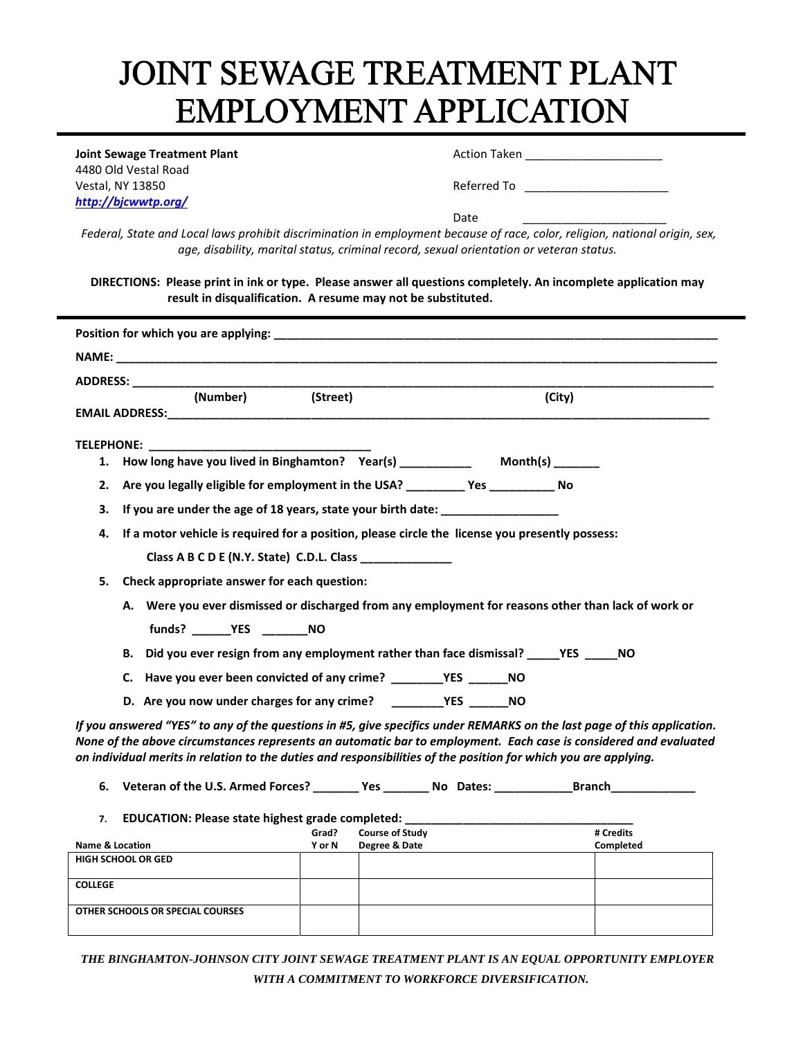# JOINT SEWAGE TREATMENT PLANT EMPLOYMENT APPLICATION

**Joint Sewage Treatment Plant**
4480 Old Vestal Road
Vestal, NY 13850
***http://bjcwwtp.org/***

Action Taken ____________________

Referred To ____________________

Date ____________________

*Federal, State and Local laws prohibit discrimination in employment because of race, color, religion, national origin, sex, age, disability, marital status, criminal record, sexual orientation or veteran status.*

**DIRECTIONS: Please print in ink or type. Please answer all questions completely. An incomplete application may result in disqualification. A resume may not be substituted.**

---

**Position for which you are applying:** ____________________________________________

**NAME:** ____________________________________________

**ADDRESS:** ____________________________________________
**(Number) (Street) (City)**

**EMAIL ADDRESS:** ____________________________________________

**TELEPHONE:** ______________________________

1. **How long have you lived in Binghamton? Year(s) __________ Month(s) _______**
2. **Are you legally eligible for employment in the USA? _________ Yes _________ No**
3. **If you are under the age of 18 years, state your birth date: _______________**
4. **If a motor vehicle is required for a position, please circle the license you presently possess:**

   **Class A B C D E (N.Y. State) C.D.L. Class ____________**

5. **Check appropriate answer for each question:**

   A. **Were you ever dismissed or discharged from any employment for reasons other than lack of work or funds? ______YES _______NO**

   B. **Did you ever resign from any employment rather than face dismissal? _____YES _____NO**

   C. **Have you ever been convicted of any crime? ________YES ______NO**

   D. **Are you now under charges for any crime? ________YES ______NO**

***If you answered "YES" to any of the questions in #5, give specifics under REMARKS on the last page of this application. None of the above circumstances represents an automatic bar to employment. Each case is considered and evaluated on individual merits in relation to the duties and responsibilities of the position for which you are applying.***

6. **Veteran of the U.S. Armed Forces? _______ Yes _______ No Dates: ___________ Branch____________**

7. **EDUCATION: Please state highest grade completed: ______________________________**

| Name & Location | Grad? Y or N | Course of Study Degree & Date | # Credits Completed |
|---|---|---|---|
| HIGH SCHOOL OR GED | | | |
| COLLEGE | | | |
| OTHER SCHOOLS OR SPECIAL COURSES | | | |

***THE BINGHAMTON-JOHNSON CITY JOINT SEWAGE TREATMENT PLANT IS AN EQUAL OPPORTUNITY EMPLOYER WITH A COMMITMENT TO WORKFORCE DIVERSIFICATION.***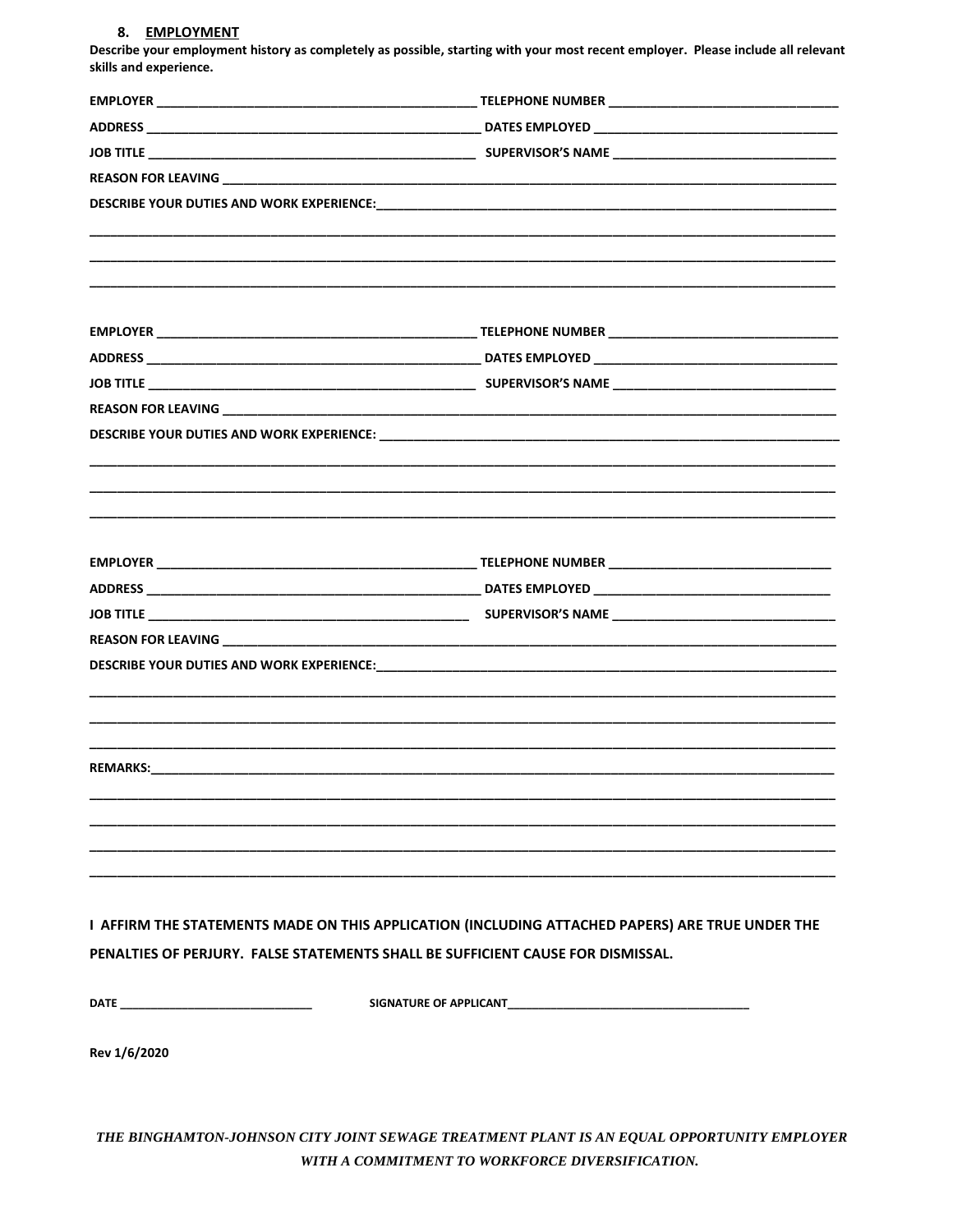## 8. EMPLOYMENT

**Describe your employment history as completely as possible, starting with your most recent employer. Please include all relevant skills and experience.**

**EMPLOYER** ______________________________ **TELEPHONE NUMBER** ______________________________

**ADDRESS** ______________________________ **DATES EMPLOYED** ______________________________

**JOB TITLE** ______________________________ **SUPERVISOR'S NAME** ______________________________

**REASON FOR LEAVING** ______________________________

**DESCRIBE YOUR DUTIES AND WORK EXPERIENCE:** ______________________________

______________________________

______________________________

______________________________

**EMPLOYER** ______________________________ **TELEPHONE NUMBER** ______________________________

**ADDRESS** ______________________________ **DATES EMPLOYED** ______________________________

**JOB TITLE** ______________________________ **SUPERVISOR'S NAME** ______________________________

**REASON FOR LEAVING** ______________________________

**DESCRIBE YOUR DUTIES AND WORK EXPERIENCE:** ______________________________

______________________________

______________________________

______________________________

**EMPLOYER** ______________________________ **TELEPHONE NUMBER** ______________________________

**ADDRESS** ______________________________ **DATES EMPLOYED** ______________________________

**JOB TITLE** ______________________________ **SUPERVISOR'S NAME** ______________________________

**REASON FOR LEAVING** ______________________________

**DESCRIBE YOUR DUTIES AND WORK EXPERIENCE:** ______________________________

______________________________

______________________________

______________________________

**REMARKS:** ______________________________

______________________________

______________________________

______________________________

______________________________

**I AFFIRM THE STATEMENTS MADE ON THIS APPLICATION (INCLUDING ATTACHED PAPERS) ARE TRUE UNDER THE PENALTIES OF PERJURY. FALSE STATEMENTS SHALL BE SUFFICIENT CAUSE FOR DISMISSAL.**

**DATE** ______________________________ **SIGNATURE OF APPLICANT** ______________________________

**Rev 1/6/2020**

***THE BINGHAMTON-JOHNSON CITY JOINT SEWAGE TREATMENT PLANT IS AN EQUAL OPPORTUNITY EMPLOYER WITH A COMMITMENT TO WORKFORCE DIVERSIFICATION.***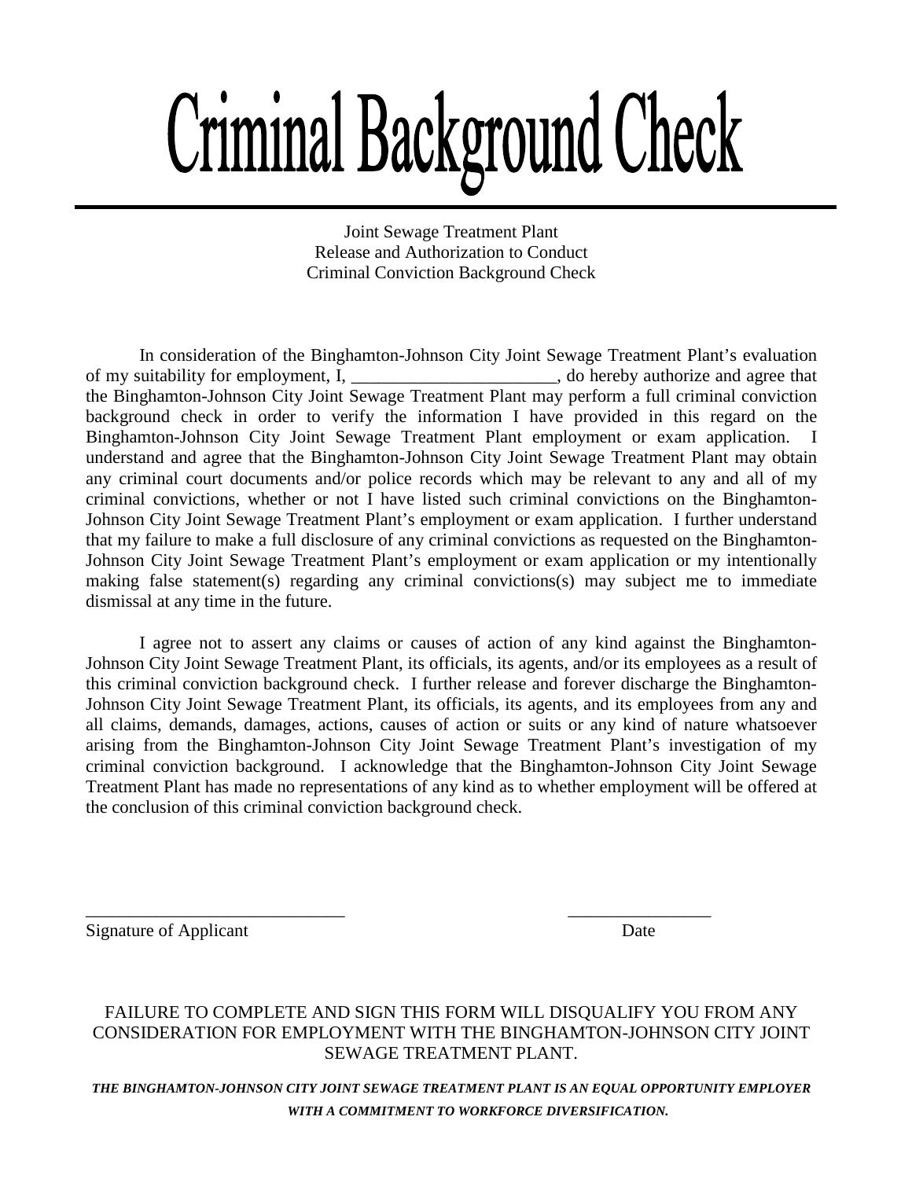# Criminal Background Check

Joint Sewage Treatment Plant
Release and Authorization to Conduct
Criminal Conviction Background Check

In consideration of the Binghamton-Johnson City Joint Sewage Treatment Plant's evaluation of my suitability for employment, I, _______________________, do hereby authorize and agree that the Binghamton-Johnson City Joint Sewage Treatment Plant may perform a full criminal conviction background check in order to verify the information I have provided in this regard on the Binghamton-Johnson City Joint Sewage Treatment Plant employment or exam application. I understand and agree that the Binghamton-Johnson City Joint Sewage Treatment Plant may obtain any criminal court documents and/or police records which may be relevant to any and all of my criminal convictions, whether or not I have listed such criminal convictions on the Binghamton-Johnson City Joint Sewage Treatment Plant's employment or exam application. I further understand that my failure to make a full disclosure of any criminal convictions as requested on the Binghamton-Johnson City Joint Sewage Treatment Plant's employment or exam application or my intentionally making false statement(s) regarding any criminal convictions(s) may subject me to immediate dismissal at any time in the future.

I agree not to assert any claims or causes of action of any kind against the Binghamton-Johnson City Joint Sewage Treatment Plant, its officials, its agents, and/or its employees as a result of this criminal conviction background check. I further release and forever discharge the Binghamton-Johnson City Joint Sewage Treatment Plant, its officials, its agents, and its employees from any and all claims, demands, damages, actions, causes of action or suits or any kind of nature whatsoever arising from the Binghamton-Johnson City Joint Sewage Treatment Plant's investigation of my criminal conviction background. I acknowledge that the Binghamton-Johnson City Joint Sewage Treatment Plant has made no representations of any kind as to whether employment will be offered at the conclusion of this criminal conviction background check.

_____________________________ ________________
Signature of Applicant Date

FAILURE TO COMPLETE AND SIGN THIS FORM WILL DISQUALIFY YOU FROM ANY CONSIDERATION FOR EMPLOYMENT WITH THE BINGHAMTON-JOHNSON CITY JOINT SEWAGE TREATMENT PLANT.

***THE BINGHAMTON-JOHNSON CITY JOINT SEWAGE TREATMENT PLANT IS AN EQUAL OPPORTUNITY EMPLOYER WITH A COMMITMENT TO WORKFORCE DIVERSIFICATION.***